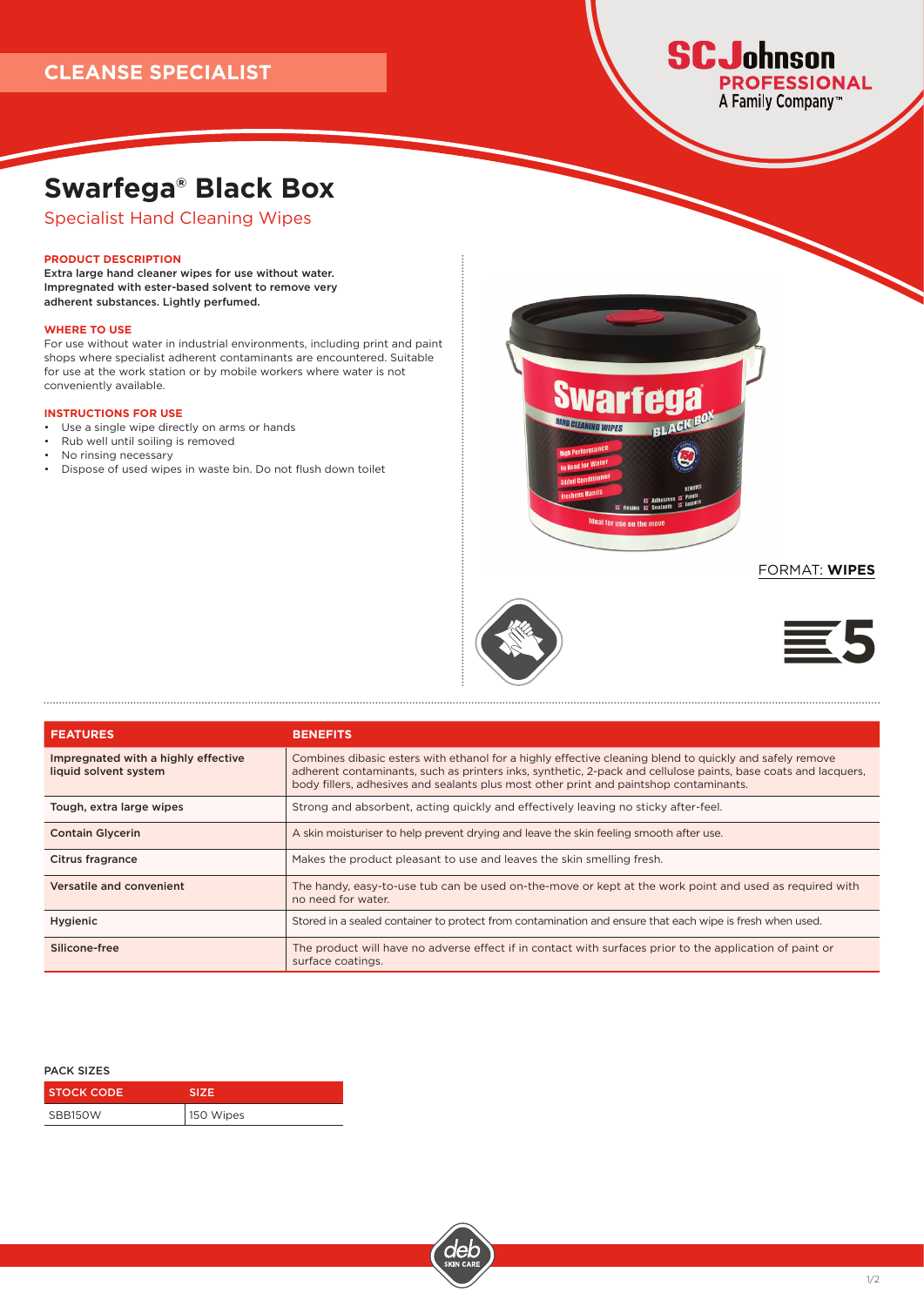CLEANSE SPECIALIST

SC Johnson PROFESSIONAL
A Family Company™

# Swarfega® Black Box

## Specialist Hand Cleaning Wipes

### PRODUCT DESCRIPTION

**Extra large hand cleaner wipes for use without water. Impregnated with ester-based solvent to remove very adherent substances. Lightly perfumed.**

### WHERE TO USE

For use without water in industrial environments, including print and paint shops where specialist adherent contaminants are encountered. Suitable for use at the work station or by mobile workers where water is not conveniently available.

### INSTRUCTIONS FOR USE

- Use a single wipe directly on arms or hands
- Rub well until soiling is removed
- No rinsing necessary
- Dispose of used wipes in waste bin. Do not flush down toilet

FORMAT: **WIPES**

| FEATURES | BENEFITS |
| --- | --- |
| Impregnated with a highly effective liquid solvent system | Combines dibasic esters with ethanol for a highly effective cleaning blend to quickly and safely remove adherent contaminants, such as printers inks, synthetic, 2-pack and cellulose paints, base coats and lacquers, body fillers, adhesives and sealants plus most other print and paintshop contaminants. |
| Tough, extra large wipes | Strong and absorbent, acting quickly and effectively leaving no sticky after-feel. |
| Contain Glycerin | A skin moisturiser to help prevent drying and leave the skin feeling smooth after use. |
| Citrus fragrance | Makes the product pleasant to use and leaves the skin smelling fresh. |
| Versatile and convenient | The handy, easy-to-use tub can be used on-the-move or kept at the work point and used as required with no need for water. |
| Hygienic | Stored in a sealed container to protect from contamination and ensure that each wipe is fresh when used. |
| Silicone-free | The product will have no adverse effect if in contact with surfaces prior to the application of paint or surface coatings. |

PACK SIZES

| STOCK CODE | SIZE |
| --- | --- |
| SBB150W | 150 Wipes |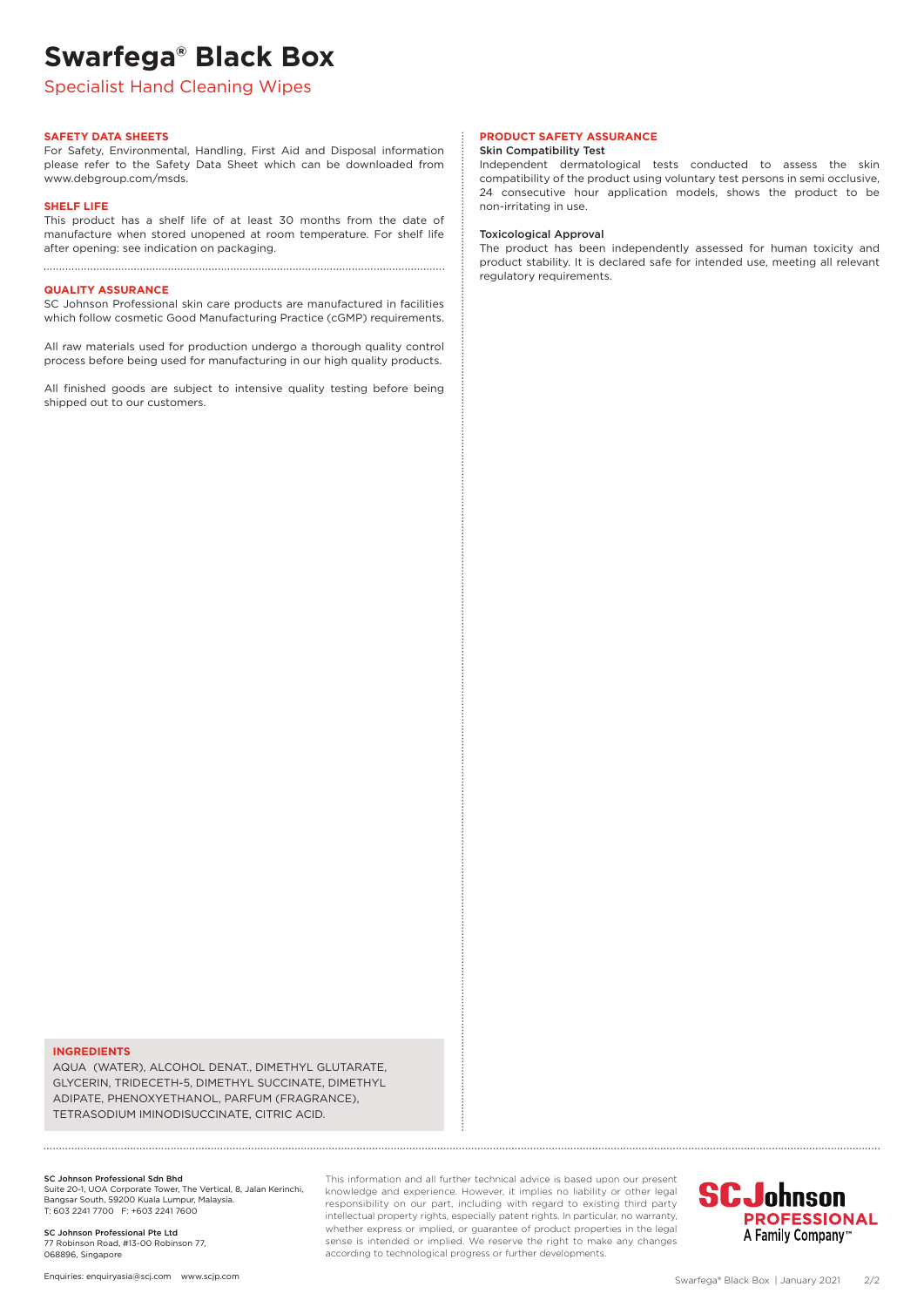# Swarfega® Black Box

## Specialist Hand Cleaning Wipes

### SAFETY DATA SHEETS

For Safety, Environmental, Handling, First Aid and Disposal information please refer to the Safety Data Sheet which can be downloaded from www.debgroup.com/msds.

### SHELF LIFE

This product has a shelf life of at least 30 months from the date of manufacture when stored unopened at room temperature. For shelf life after opening: see indication on packaging.

### QUALITY ASSURANCE

SC Johnson Professional skin care products are manufactured in facilities which follow cosmetic Good Manufacturing Practice (cGMP) requirements.

All raw materials used for production undergo a thorough quality control process before being used for manufacturing in our high quality products.

All finished goods are subject to intensive quality testing before being shipped out to our customers.

### INGREDIENTS

AQUA (WATER), ALCOHOL DENAT., DIMETHYL GLUTARATE, GLYCERIN, TRIDECETH-5, DIMETHYL SUCCINATE, DIMETHYL ADIPATE, PHENOXYETHANOL, PARFUM (FRAGRANCE), TETRASODIUM IMINODISUCCINATE, CITRIC ACID.

### PRODUCT SAFETY ASSURANCE

**Skin Compatibility Test**

Independent dermatological tests conducted to assess the skin compatibility of the product using voluntary test persons in semi occlusive, 24 consecutive hour application models, shows the product to be non-irritating in use.

**Toxicological Approval**

The product has been independently assessed for human toxicity and product stability. It is declared safe for intended use, meeting all relevant regulatory requirements.

---

**SC Johnson Professional Sdn Bhd**
Suite 20-1, UOA Corporate Tower, The Vertical, 8, Jalan Kerinchi, Bangsar South, 59200 Kuala Lumpur, Malaysia.
T: 603 2241 7700 F: +603 2241 7600

**SC Johnson Professional Pte Ltd**
77 Robinson Road, #13-00 Robinson 77, 068896, Singapore

Enquiries: enquiryasia@scj.com www.scjp.com

This information and all further technical advice is based upon our present knowledge and experience. However, it implies no liability or other legal responsibility on our part, including with regard to existing third party intellectual property rights, especially patent rights. In particular, no warranty, whether express or implied, or guarantee of product properties in the legal sense is intended or implied. We reserve the right to make any changes according to technological progress or further developments.

SC Johnson PROFESSIONAL
A Family Company™

Swarfega® Black Box | January 2021